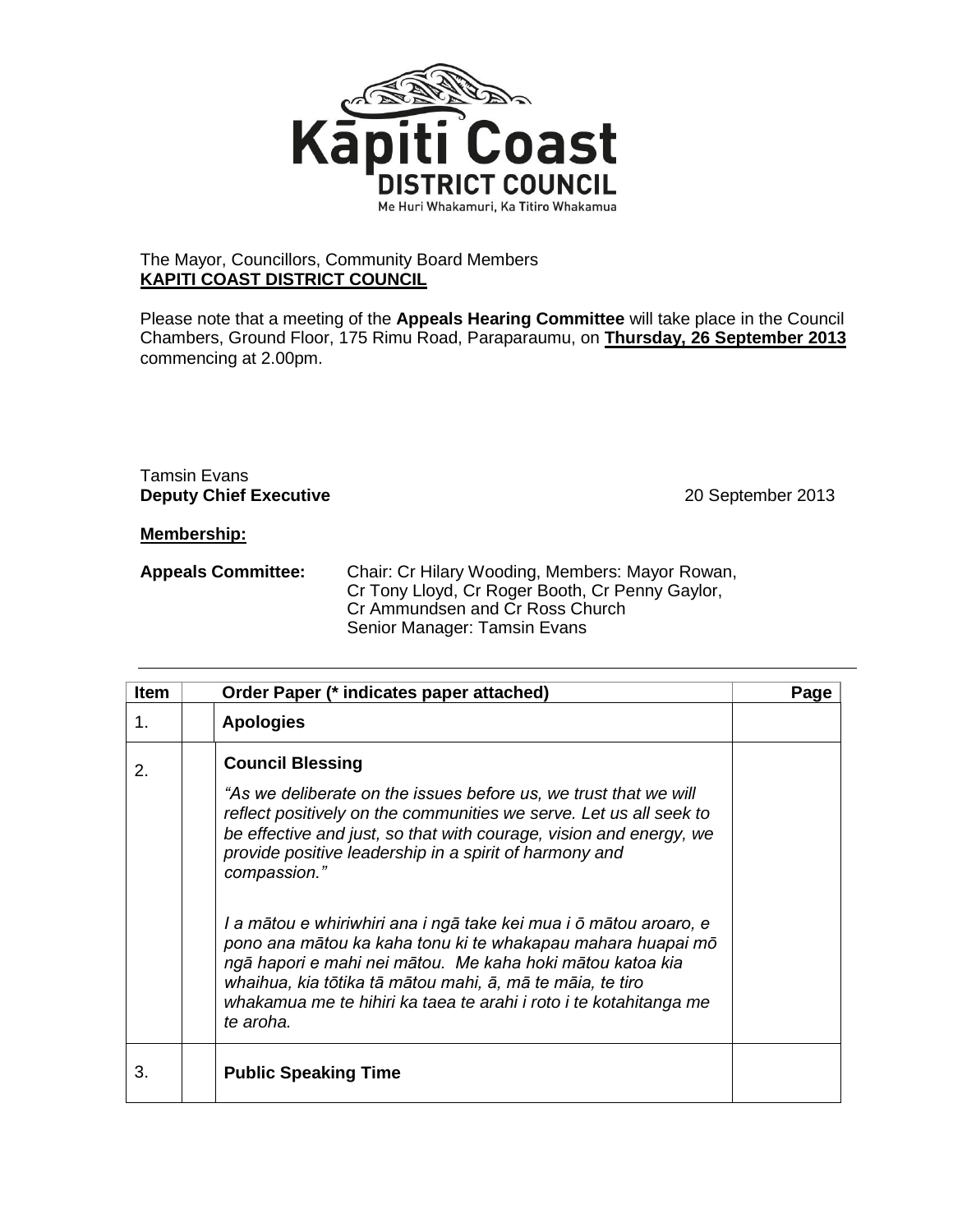Kāpiti Coast
DISTRICT COUNCIL
Me Huri Whakamuri, Ka Titiro Whakamua

The Mayor, Councillors, Community Board Members
**KAPITI COAST DISTRICT COUNCIL**

Please note that a meeting of the **Appeals Hearing Committee** will take place in the Council Chambers, Ground Floor, 175 Rimu Road, Paraparaumu, on **Thursday, 26 September 2013** commencing at 2.00pm.

Tamsin Evans
**Deputy Chief Executive**

20 September 2013

**Membership:**

**Appeals Committee:** Chair: Cr Hilary Wooding, Members: Mayor Rowan, Cr Tony Lloyd, Cr Roger Booth, Cr Penny Gaylor, Cr Ammundsen and Cr Ross Church
Senior Manager: Tamsin Evans

| Item | | Order Paper (* indicates paper attached) | Page |
|---|---|---|---|
| 1. | | **Apologies** | |
| 2. | | **Council Blessing**<br><br>*"As we deliberate on the issues before us, we trust that we will reflect positively on the communities we serve. Let us all seek to be effective and just, so that with courage, vision and energy, we provide positive leadership in a spirit of harmony and compassion."*<br><br>*I a mātou e whiriwhiri ana i ngā take kei mua i ō mātou aroaro, e pono ana mātou ka kaha tonu ki te whakapau mahara huapai mō ngā hapori e mahi nei mātou. Me kaha hoki mātou katoa kia whaihua, kia tōtika tā mātou mahi, ā, mā te māia, te tiro whakamua me te hihiri ka taea te arahi i roto i te kotahitanga me te aroha.* | |
| 3. | | **Public Speaking Time** | |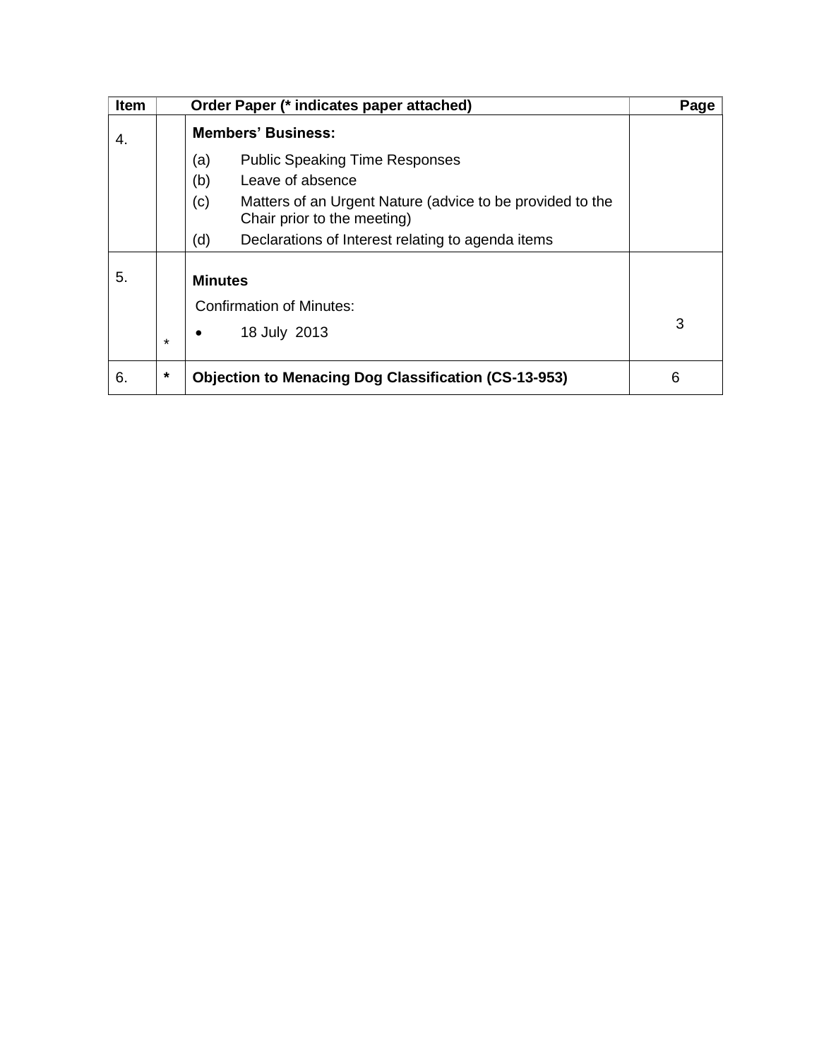| Item | | Order Paper (* indicates paper attached) | Page |
| --- | --- | --- | --- |
| 4. | | **Members' Business:**<br>(a) Public Speaking Time Responses<br>(b) Leave of absence<br>(c) Matters of an Urgent Nature (advice to be provided to the Chair prior to the meeting)<br>(d) Declarations of Interest relating to agenda items | |
| 5. | * | **Minutes**<br>Confirmation of Minutes:<br>• 18 July 2013 | 3 |
| 6. | * | **Objection to Menacing Dog Classification (CS-13-953)** | 6 |